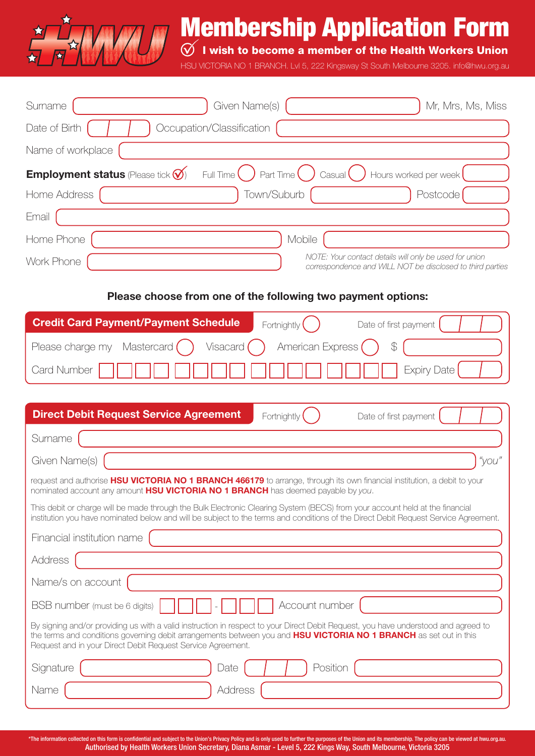# Membership Application Form

**I wish to become a member of the Health Workers Union**

HSU VICTORIA NO 1 BRANCH. Lvl 5, 222 Kingsway St South Melbourne 3205. info@hwu.org.au

Surname ______ Given Name(s) ______ Mr, Mrs, Ms, Miss

Date of Birth __ / __ / __ Occupation/Classification ______

Name of workplace ______

**Employment status** (Please tick ✓) Full Time ◯ Part Time ◯ Casual ◯ Hours worked per week ______

Home Address ______ Town/Suburb ______ Postcode ______

Email ______

Home Phone ______ Mobile ______

Work Phone ______

*NOTE: Your contact details will only be used for union correspondence and WILL NOT be disclosed to third parties*

**Please choose from one of the following two payment options:**

## Credit Card Payment/Payment Schedule

Fortnightly ◯ Date of first payment __ / __ / __

Please charge my Mastercard ◯ Visacard ◯ American Express ◯ $ ______

Card Number ☐☐☐☐ ☐☐☐☐ ☐☐☐☐ ☐☐☐☐ Expiry Date __ / __

## Direct Debit Request Service Agreement

Fortnightly ◯ Date of first payment __ / __ / __

Surname ______

Given Name(s) ______ *"you"*

request and authorise **HSU VICTORIA NO 1 BRANCH 466179** to arrange, through its own financial institution, a debit to your nominated account any amount **HSU VICTORIA NO 1 BRANCH** has deemed payable by *you*.

This debit or charge will be made through the Bulk Electronic Clearing System (BECS) from your account held at the financial institution you have nominated below and will be subject to the terms and conditions of the Direct Debit Request Service Agreement.

Financial institution name ______

Address ______

Name/s on account ______

BSB number (must be 6 digits) ☐☐☐ - ☐☐☐ Account number ______

By signing and/or providing us with a valid instruction in respect to your Direct Debit Request, you have understood and agreed to the terms and conditions governing debit arrangements between you and **HSU VICTORIA NO 1 BRANCH** as set out in this Request and in your Direct Debit Request Service Agreement.

Signature ______ Date __ / __ / __ Position ______

Name ______ Address ______

*The information collected on this form is confidential and subject to the Union's Privacy Policy and is only used to further the purposes of the Union and its membership. The policy can be viewed at hwu.org.au.

Authorised by Health Workers Union Secretary, Diana Asmar - Level 5, 222 Kings Way, South Melbourne, Victoria 3205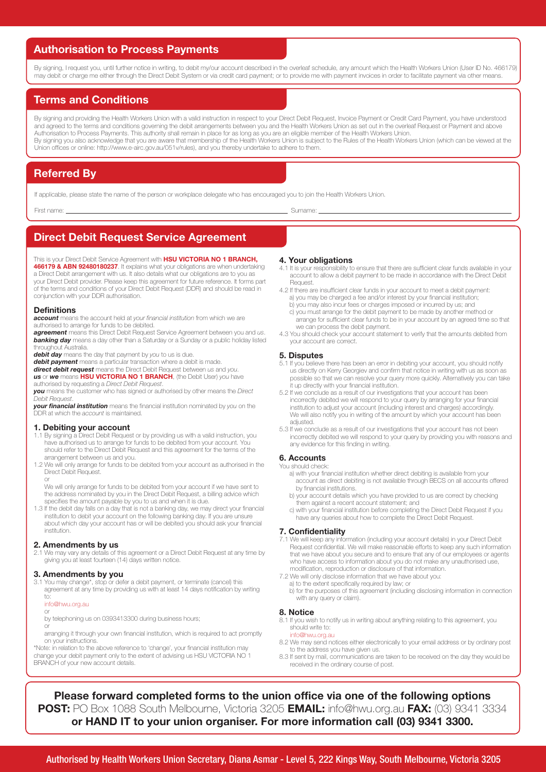## Authorisation to Process Payments

By signing, I request you, until further notice in writing, to debit my/our account described in the overleaf schedule, any amount which the Health Workers Union (User ID No. 466179) may debit or charge me either through the Direct Debit System or via credit card payment; or to provide me with payment invoices in order to facilitate payment via other means.

## Terms and Conditions

By signing and providing the Health Workers Union with a valid instruction in respect to your Direct Debit Request, Invoice Payment or Credit Card Payment, you have understood and agreed to the terms and conditions governing the debit arrangements between you and the Health Workers Union as set out in the overleaf Request or Payment and above Authorisation to Process Payments. This authority shall remain in place for as long as you are an eligible member of the Health Workers Union.
By signing you also acknowledge that you are aware that membership of the Health Workers Union is subject to the Rules of the Health Workers Union (which can be viewed at the Union offices or online: http://www.e-airc.gov.au/051v/rules), and you thereby undertake to adhere to them.

## Referred By

If applicable, please state the name of the person or workplace delegate who has encouraged you to join the Health Workers Union.

First name: ______________________ Surname: ______________________

## Direct Debit Request Service Agreement

This is your Direct Debit Service Agreement with **HSU VICTORIA NO 1 BRANCH, 466179 & ABN 92480180237**. It explains what your obligations are when undertaking a Direct Debit arrangement with us. It also details what our obligations are to you as your Direct Debit provider. Please keep this agreement for future reference. It forms part of the terms and conditions of your Direct Debit Request (DDR) and should be read in conjunction with your DDR authorisation.

### Definitions

***account*** means the account held at *your financial institution* from which we are authorised to arrange for funds to be debited.

***agreement*** means this Direct Debit Request Service Agreement between you and *us*.

***banking day*** means a day other than a Saturday or a Sunday or a public holiday listed throughout Australia.

***debit day*** means the day that payment by *you* to us is due.

***debit payment*** means a particular transaction where a debit is made.

***direct debit request*** means the Direct Debit Request between *us* and *you*.

***us*** or ***we*** means **HSU VICTORIA NO 1 BRANCH**, (the Debit User) *you* have authorised by requesting a *Direct Debit Request*.

***you*** means the customer who has signed or authorised by other means the *Direct Debit Request*.

***your financial institution*** means the financial institution nominated by *you* on the DDR at which the *account* is maintained.

### 1. Debiting your account

1.1 By signing a Direct Debit Request or by providing us with a valid instruction, you have authorised us to arrange for funds to be debited from your account. You should refer to the Direct Debit Request and this agreement for the terms of the arrangement between us and you.

1.2 We will only arrange for funds to be debited from your account as authorised in the Direct Debit Request.

or

We will only arrange for funds to be debited from your account if we have sent to the address nominated by you in the Direct Debit Request, a billing advice which specifies the amount payable by you to us and when it is due.

1.3 If the debit day falls on a day that is not a banking day, we may direct your financial institution to debit your account on the following banking day. If you are unsure about which day your account has or will be debited you should ask your financial institution.

### 2. Amendments by us

2.1 We may vary any details of this agreement or a Direct Debit Request at any time by giving you at least fourteen (14) days written notice.

### 3. Amendments by you

3.1 You may change*, stop or defer a debit payment, or terminate (cancel) this agreement at any time by providing us with at least 14 days notification by writing to:

info@hwu.org.au

or

by telephoning us on 0393413300 during business hours;

or

arranging it through your own financial institution, which is required to act promptly on your instructions.

*Note: in relation to the above reference to 'change', your financial institution may change your debit payment only to the extent of advising us HSU VICTORIA NO 1 BRANCH of your new account details.

### 4. Your obligations

4.1 It is your responsibility to ensure that there are sufficient clear funds available in your account to allow a debit payment to be made in accordance with the Direct Debit Request.

4.2 If there are insufficient clear funds in your account to meet a debit payment:

a) you may be charged a fee and/or interest by your financial institution;

b) you may also incur fees or charges imposed or incurred by us; and

c) you must arrange for the debit payment to be made by another method or arrange for sufficient clear funds to be in your account by an agreed time so that we can process the debit payment.

4.3 You should check your account statement to verify that the amounts debited from your account are correct.

### 5. Disputes

5.1 If you believe there has been an error in debiting your account, you should notify us directly on Kerry Georgiev and confirm that notice in writing with us as soon as possible so that we can resolve your query more quickly. Alternatively you can take it up directly with your financial institution.

5.2 If we conclude as a result of our investigations that your account has been incorrectly debited we will respond to your query by arranging for your financial institution to adjust your account (including interest and charges) accordingly. We will also notify you in writing of the amount by which your account has been adjusted.

5.3 If we conclude as a result of our investigations that your account has not been incorrectly debited we will respond to your query by providing you with reasons and any evidence for this finding in writing.

### 6. Accounts

You should check:

a) with your financial institution whether direct debiting is available from your account as direct debiting is not available through BECS on all accounts offered by financial institutions.

b) your account details which you have provided to us are correct by checking them against a recent account statement; and

c) with your financial institution before completing the Direct Debit Request if you have any queries about how to complete the Direct Debit Request.

### 7. Confidentiality

7.1 We will keep any information (including your account details) in your Direct Debit Request confidential. We will make reasonable efforts to keep any such information that we have about you secure and to ensure that any of our employees or agents who have access to information about you do not make any unauthorised use, modification, reproduction or disclosure of that information.

7.2 We will only disclose information that we have about you:

a) to the extent specifically required by law; or

b) for the purposes of this agreement (including disclosing information in connection with any query or claim).

### 8. Notice

8.1 If you wish to notify us in writing about anything relating to this agreement, you should write to:

info@hwu.org.au

8.2 We may send notices either electronically to your email address or by ordinary post to the address you have given us.

8.3 If sent by mail, communications are taken to be received on the day they would be received in the ordinary course of post.

**Please forward completed forms to the union office via one of the following options**
**POST:** PO Box 1088 South Melbourne, Victoria 3205 **EMAIL:** info@hwu.org.au **FAX:** (03) 9341 3334
**or HAND IT to your union organiser. For more information call (03) 9341 3300.**

Authorised by Health Workers Union Secretary, Diana Asmar - Level 5, 222 Kings Way, South Melbourne, Victoria 3205